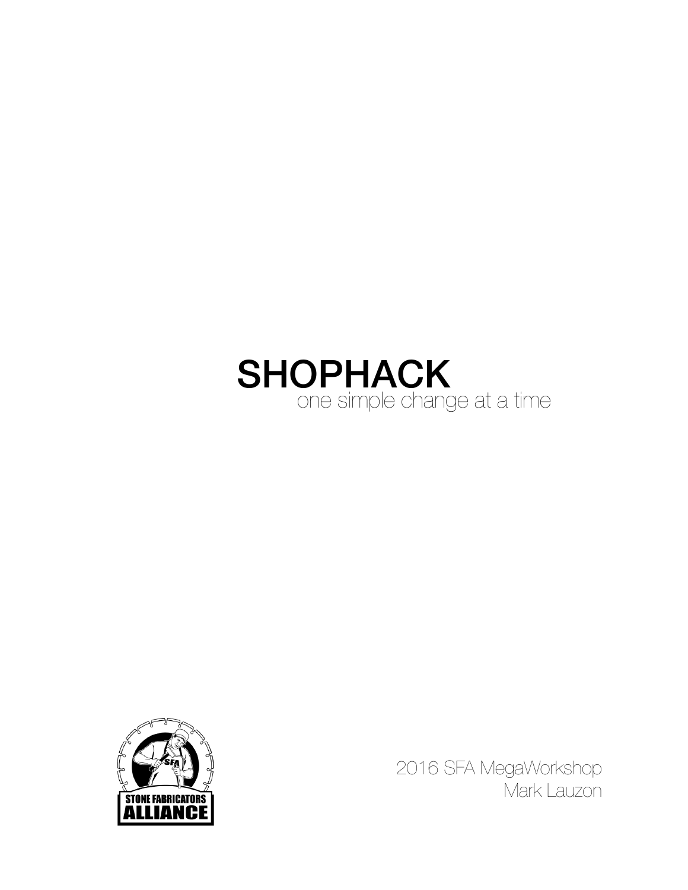# SHOPHACK

one simple change at a time

STONE FABRICATORS ALLIANCE

2016 SFA MegaWorkshop

Mark Lauzon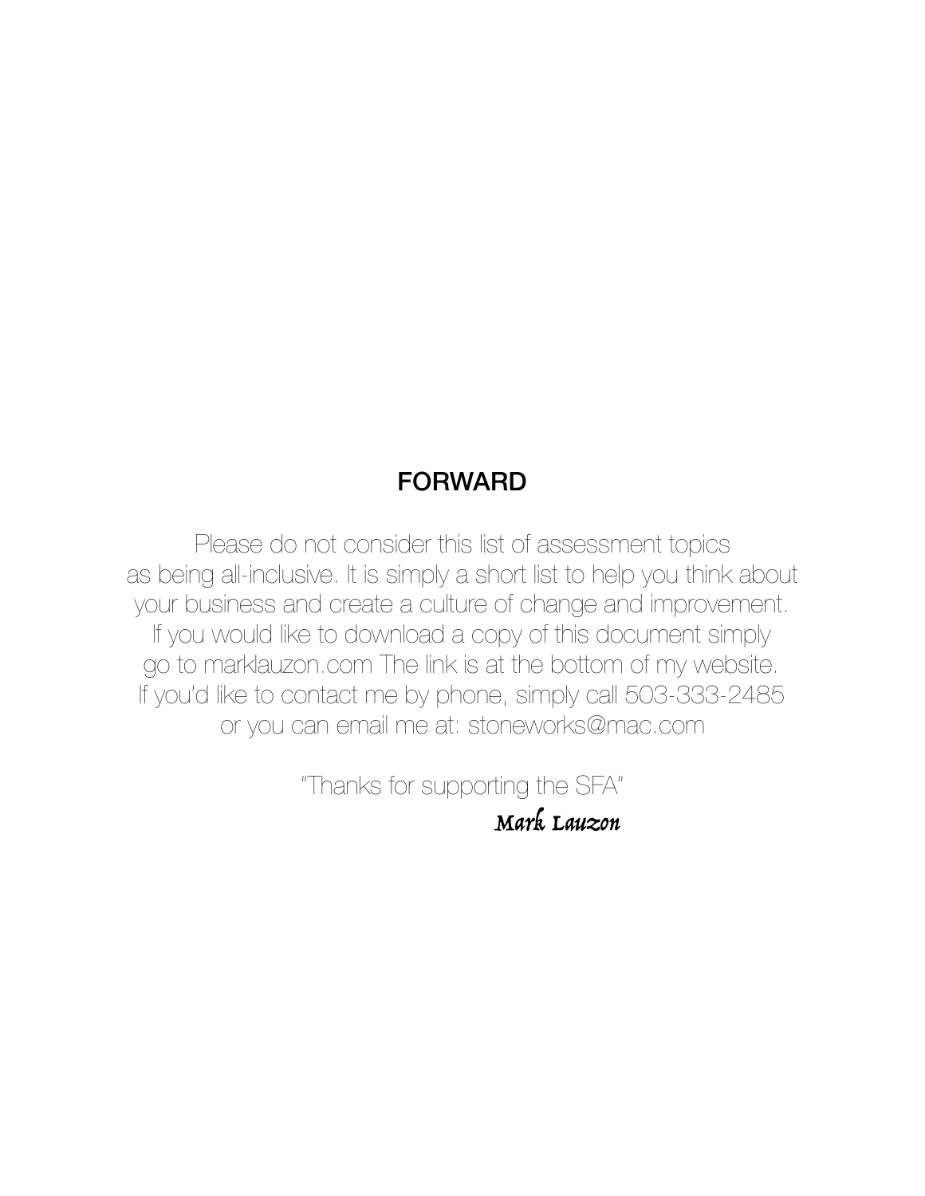## FORWARD

Please do not consider this list of assessment topics as being all-inclusive. It is simply a short list to help you think about your business and create a culture of change and improvement. If you would like to download a copy of this document simply go to marklauzon.com The link is at the bottom of my website. If you'd like to contact me by phone, simply call 503-333-2485 or you can email me at: stoneworks@mac.com

"Thanks for supporting the SFA"

*Mark Lauzon*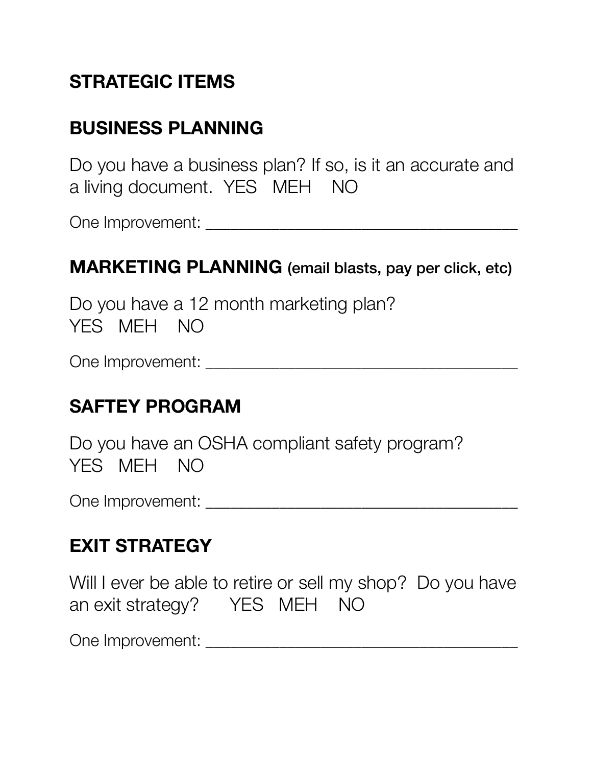## STRATEGIC ITEMS

## BUSINESS PLANNING

Do you have a business plan? If so, is it an accurate and a living document. YES MEH NO

One Improvement: ___________________________________

## MARKETING PLANNING (email blasts, pay per click, etc)

Do you have a 12 month marketing plan?
YES MEH NO

One Improvement: ___________________________________

## SAFTEY PROGRAM

Do you have an OSHA compliant safety program?
YES MEH NO

One Improvement: ___________________________________

## EXIT STRATEGY

Will I ever be able to retire or sell my shop? Do you have an exit strategy? YES MEH NO

One Improvement: ___________________________________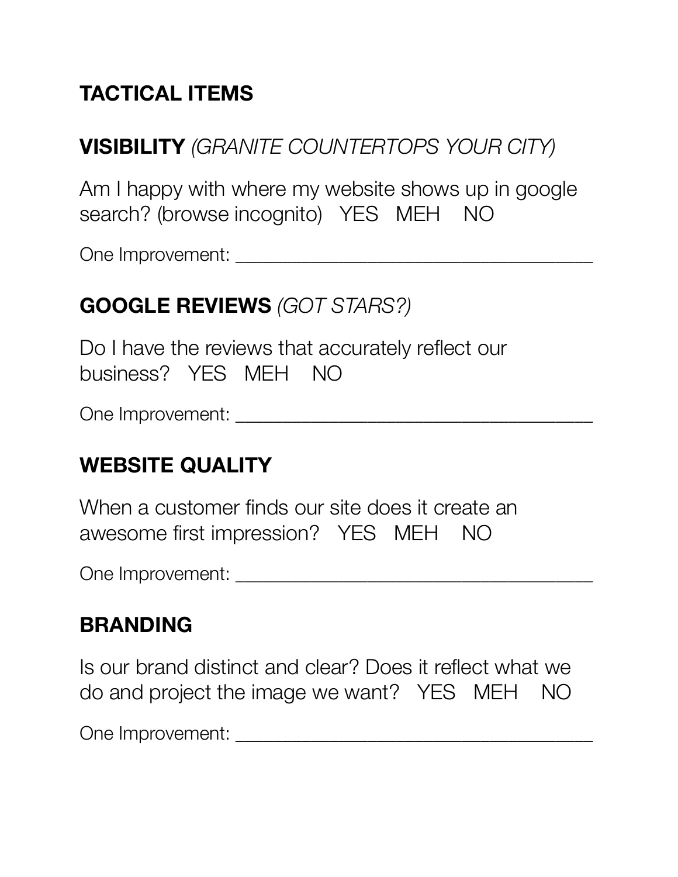## TACTICAL ITEMS

### VISIBILITY *(GRANITE COUNTERTOPS YOUR CITY)*

Am I happy with where my website shows up in google search? (browse incognito)   YES   MEH   NO

One Improvement: ________________________________________

### GOOGLE REVIEWS *(GOT STARS?)*

Do I have the reviews that accurately reflect our business?   YES   MEH   NO

One Improvement: ________________________________________

### WEBSITE QUALITY

When a customer finds our site does it create an awesome first impression?   YES   MEH   NO

One Improvement: ________________________________________

### BRANDING

Is our brand distinct and clear? Does it reflect what we do and project the image we want?   YES   MEH   NO

One Improvement: ________________________________________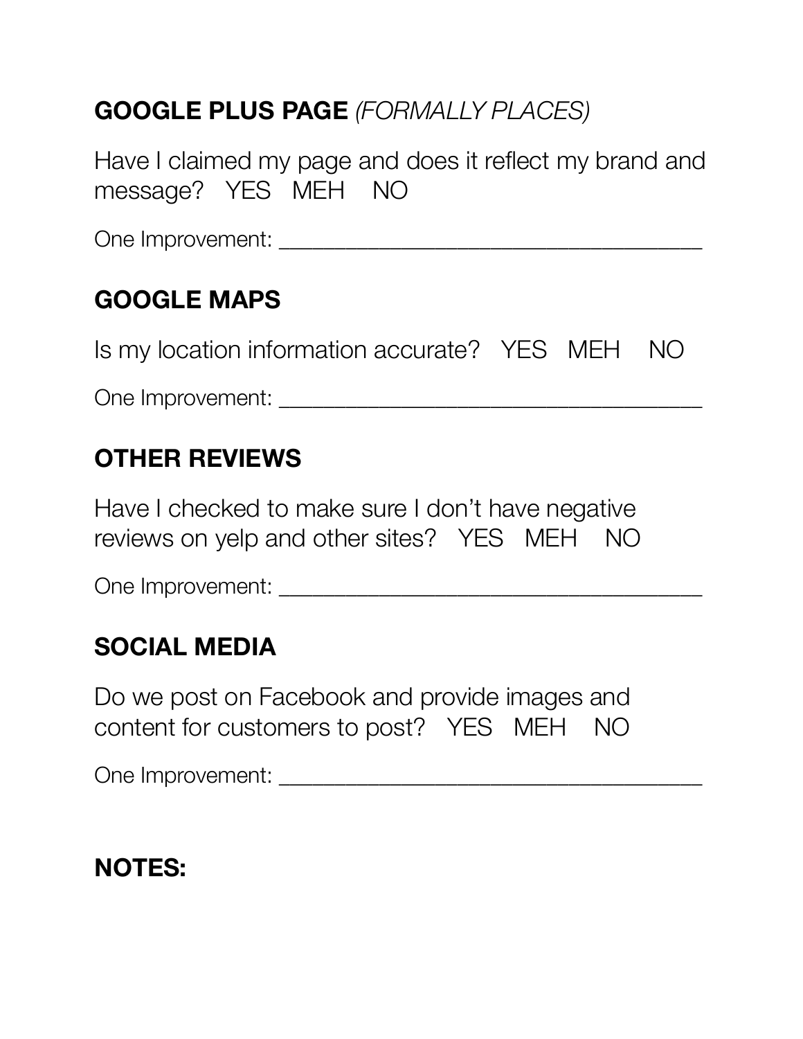## **GOOGLE PLUS PAGE** *(FORMALLY PLACES)*

Have I claimed my page and does it reflect my brand and message? YES MEH NO

One Improvement: ___________________________________

## **GOOGLE MAPS**

Is my location information accurate? YES MEH NO

One Improvement: ___________________________________

## **OTHER REVIEWS**

Have I checked to make sure I don't have negative reviews on yelp and other sites? YES MEH NO

One Improvement: ___________________________________

## **SOCIAL MEDIA**

Do we post on Facebook and provide images and content for customers to post? YES MEH NO

One Improvement: ___________________________________

## **NOTES:**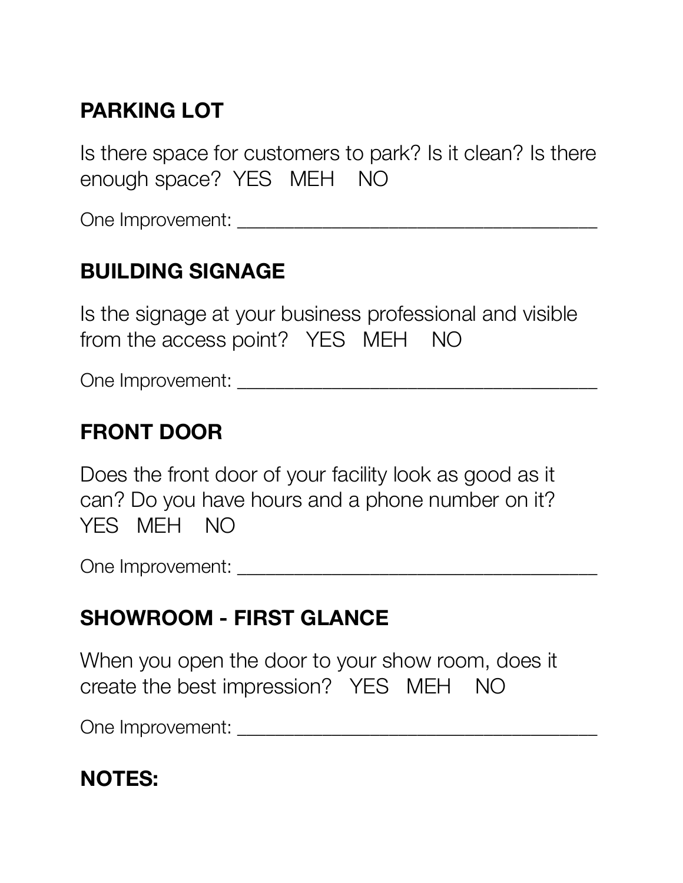## PARKING LOT

Is there space for customers to park? Is it clean? Is there enough space? YES MEH NO

One Improvement: ___________________________________

## BUILDING SIGNAGE

Is the signage at your business professional and visible from the access point? YES MEH NO

One Improvement: ___________________________________

## FRONT DOOR

Does the front door of your facility look as good as it can? Do you have hours and a phone number on it? YES MEH NO

One Improvement: ___________________________________

## SHOWROOM - FIRST GLANCE

When you open the door to your show room, does it create the best impression? YES MEH NO

One Improvement: ___________________________________

## NOTES: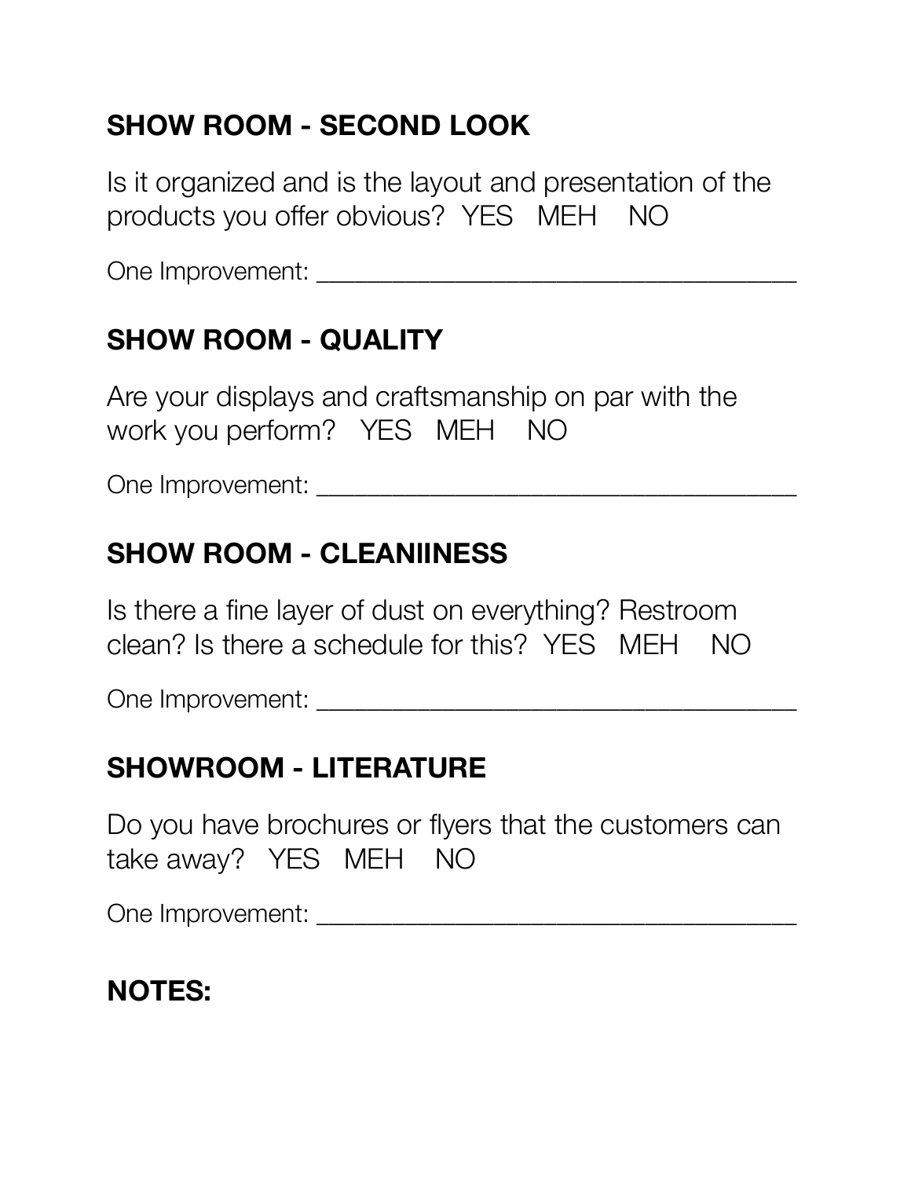## SHOW ROOM - SECOND LOOK

Is it organized and is the layout and presentation of the products you offer obvious? YES MEH NO

One Improvement: ___________________________________

## SHOW ROOM - QUALITY

Are your displays and craftsmanship on par with the work you perform? YES MEH NO

One Improvement: ___________________________________

## SHOW ROOM - CLEANIINESS

Is there a fine layer of dust on everything? Restroom clean? Is there a schedule for this? YES MEH NO

One Improvement: ___________________________________

## SHOWROOM - LITERATURE

Do you have brochures or flyers that the customers can take away? YES MEH NO

One Improvement: ___________________________________

## NOTES: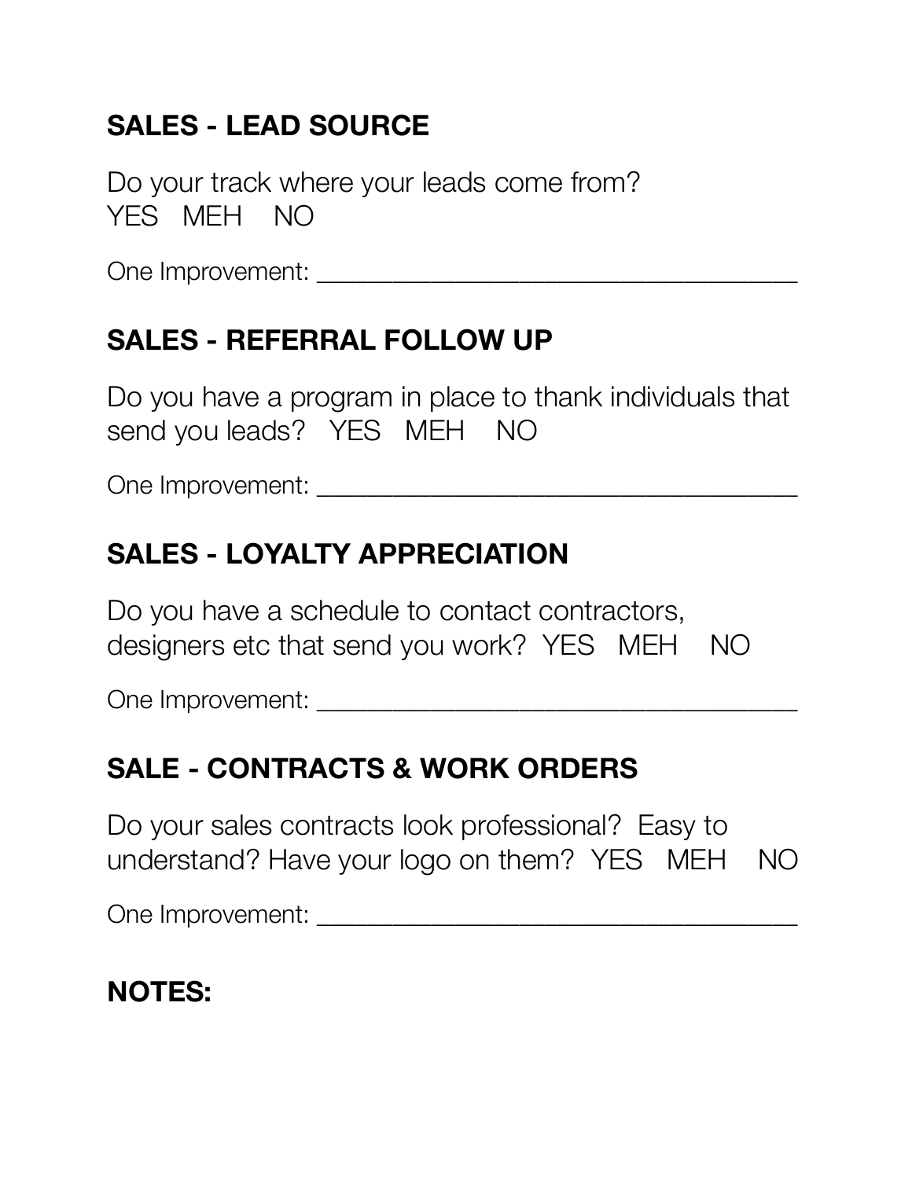## SALES - LEAD SOURCE

Do your track where your leads come from?
YES MEH NO

One Improvement: ___________________________________

## SALES - REFERRAL FOLLOW UP

Do you have a program in place to thank individuals that send you leads? YES MEH NO

One Improvement: ___________________________________

## SALES - LOYALTY APPRECIATION

Do you have a schedule to contact contractors, designers etc that send you work? YES MEH NO

One Improvement: ___________________________________

## SALE - CONTRACTS & WORK ORDERS

Do your sales contracts look professional? Easy to understand? Have your logo on them? YES MEH NO

One Improvement: ___________________________________

## NOTES: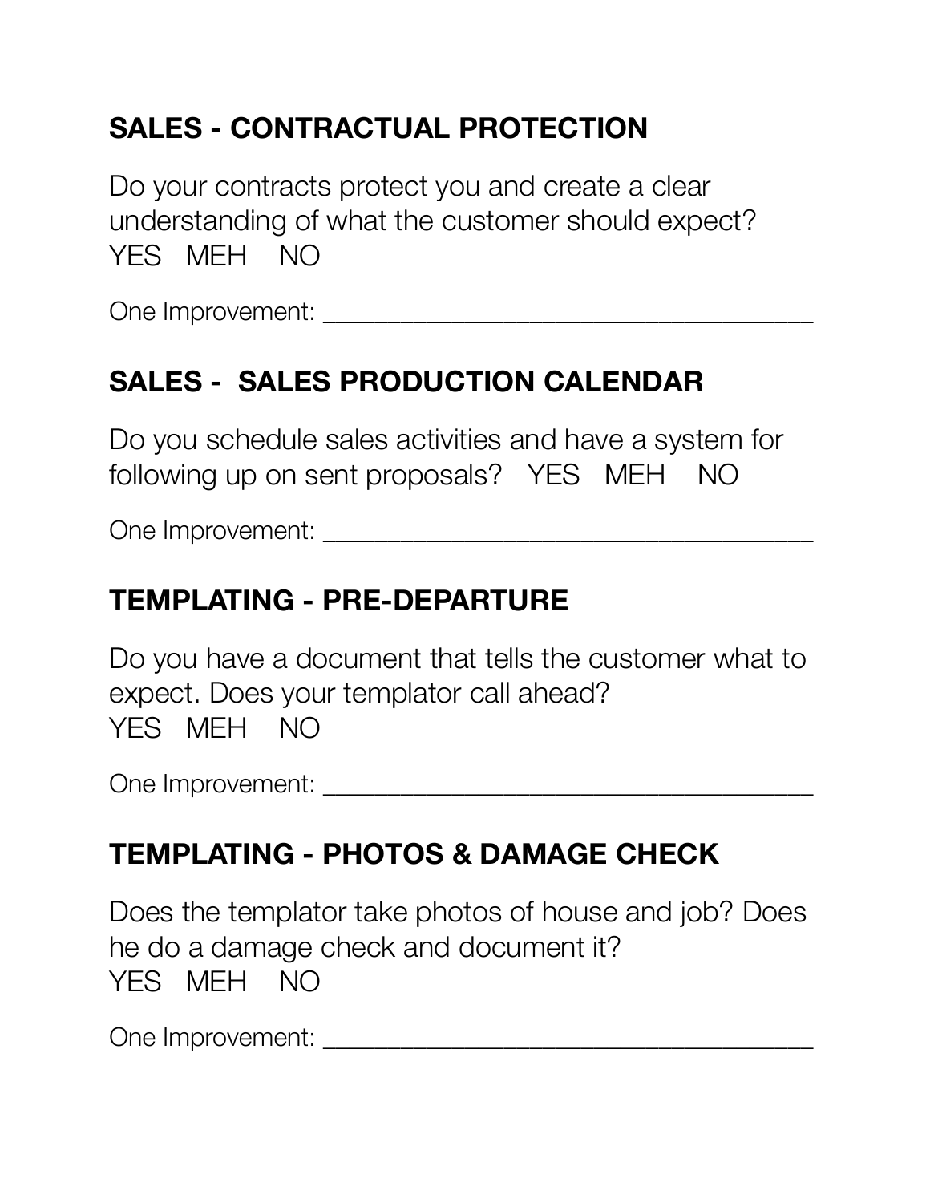## SALES - CONTRACTUAL PROTECTION

Do your contracts protect you and create a clear understanding of what the customer should expect?
YES MEH NO

One Improvement: ___________________________________

## SALES - SALES PRODUCTION CALENDAR

Do you schedule sales activities and have a system for following up on sent proposals? YES MEH NO

One Improvement: ___________________________________

## TEMPLATING - PRE-DEPARTURE

Do you have a document that tells the customer what to expect. Does your templator call ahead?
YES MEH NO

One Improvement: ___________________________________

## TEMPLATING - PHOTOS & DAMAGE CHECK

Does the templator take photos of house and job? Does he do a damage check and document it?
YES MEH NO

One Improvement: ___________________________________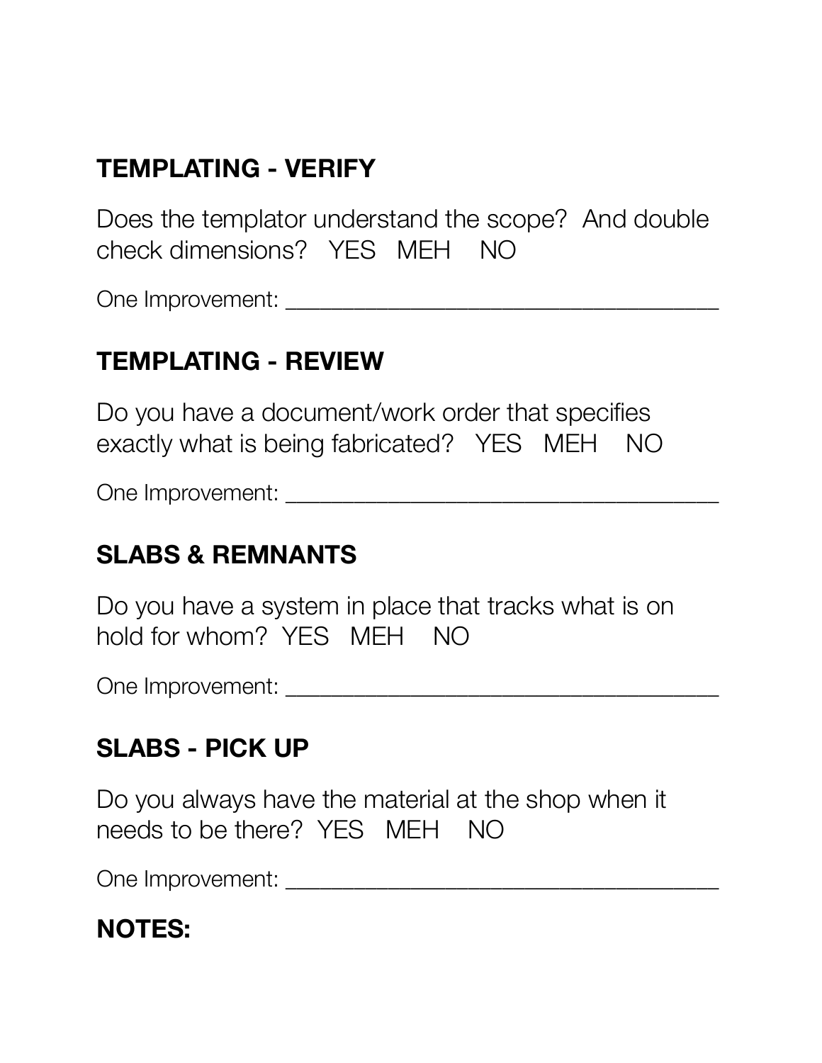## TEMPLATING - VERIFY

Does the templator understand the scope? And double check dimensions? YES MEH NO

One Improvement: ____________________________________

## TEMPLATING - REVIEW

Do you have a document/work order that specifies exactly what is being fabricated? YES MEH NO

One Improvement: ____________________________________

## SLABS & REMNANTS

Do you have a system in place that tracks what is on hold for whom? YES MEH NO

One Improvement: ____________________________________

## SLABS - PICK UP

Do you always have the material at the shop when it needs to be there? YES MEH NO

One Improvement: ____________________________________

## NOTES: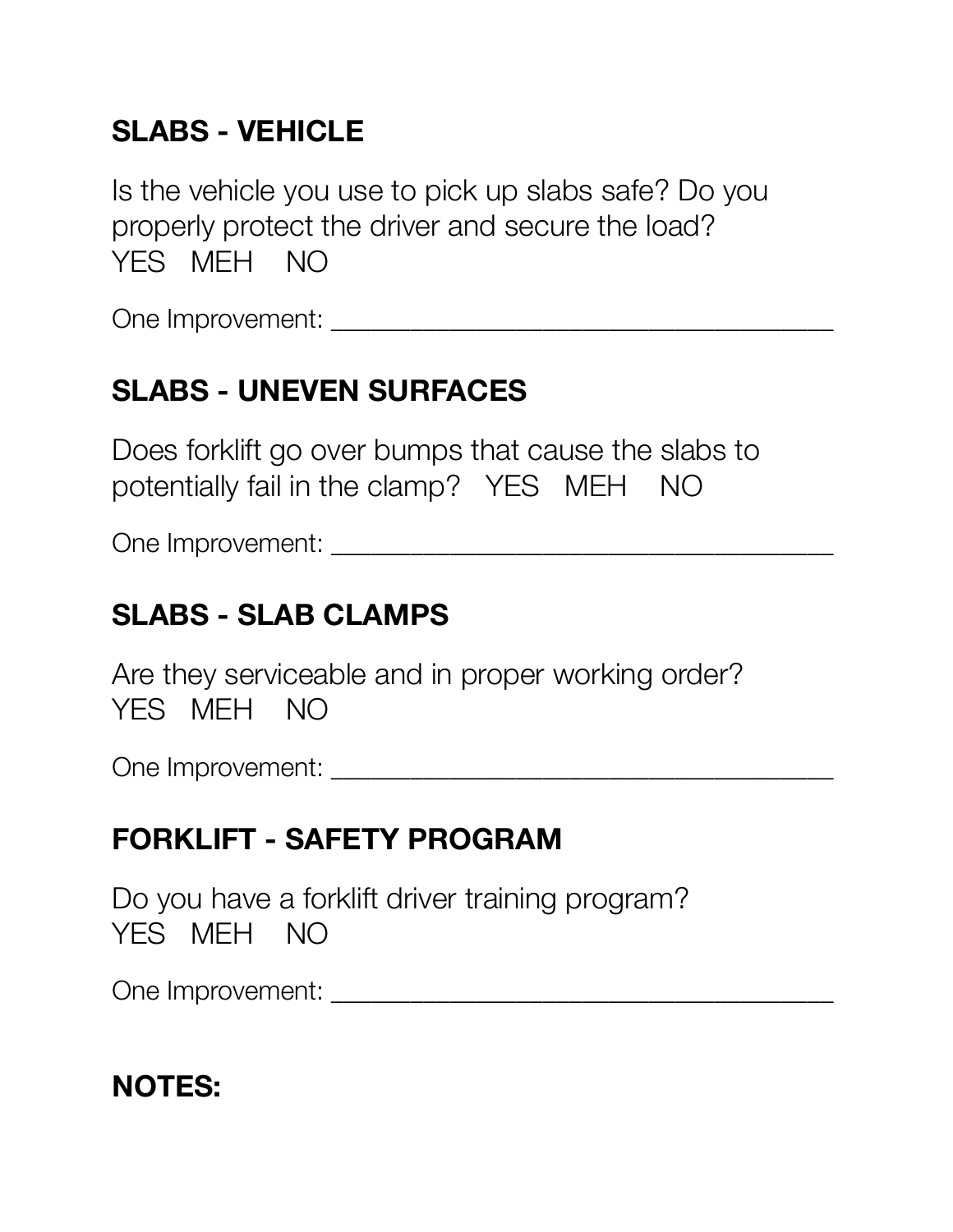## SLABS - VEHICLE

Is the vehicle you use to pick up slabs safe? Do you properly protect the driver and secure the load?
YES MEH NO

One Improvement: ___________________________________

## SLABS - UNEVEN SURFACES

Does forklift go over bumps that cause the slabs to potentially fail in the clamp? YES MEH NO

One Improvement: ___________________________________

## SLABS - SLAB CLAMPS

Are they serviceable and in proper working order?
YES MEH NO

One Improvement: ___________________________________

## FORKLIFT - SAFETY PROGRAM

Do you have a forklift driver training program?
YES MEH NO

One Improvement: ___________________________________

## NOTES: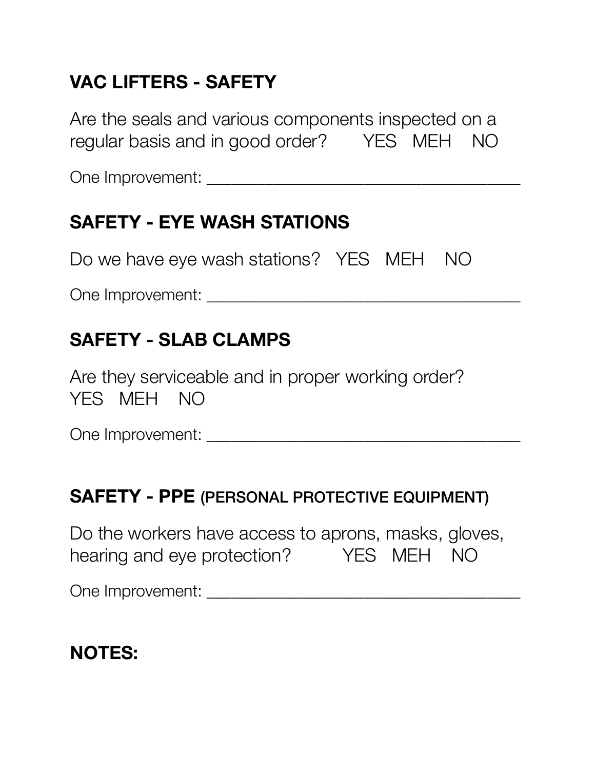## VAC LIFTERS - SAFETY

Are the seals and various components inspected on a regular basis and in good order? YES MEH NO

One Improvement: ____________________________________

## SAFETY - EYE WASH STATIONS

Do we have eye wash stations? YES MEH NO

One Improvement: ____________________________________

## SAFETY - SLAB CLAMPS

Are they serviceable and in proper working order?
YES MEH NO

One Improvement: ____________________________________

## SAFETY - PPE (PERSONAL PROTECTIVE EQUIPMENT)

Do the workers have access to aprons, masks, gloves, hearing and eye protection? YES MEH NO

One Improvement: ____________________________________

## NOTES: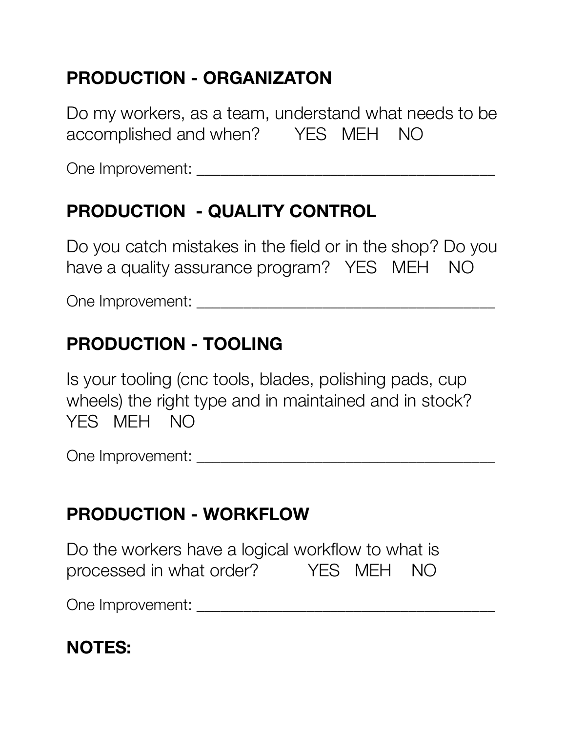## PRODUCTION - ORGANIZATON

Do my workers, as a team, understand what needs to be accomplished and when?     YES   MEH   NO

One Improvement: ___________________________________

## PRODUCTION - QUALITY CONTROL

Do you catch mistakes in the field or in the shop? Do you have a quality assurance program?   YES   MEH   NO

One Improvement: ___________________________________

## PRODUCTION - TOOLING

Is your tooling (cnc tools, blades, polishing pads, cup wheels) the right type and in maintained and in stock?
YES   MEH   NO

One Improvement: ___________________________________

## PRODUCTION - WORKFLOW

Do the workers have a logical workflow to what is processed in what order?     YES   MEH   NO

One Improvement: ___________________________________

## NOTES: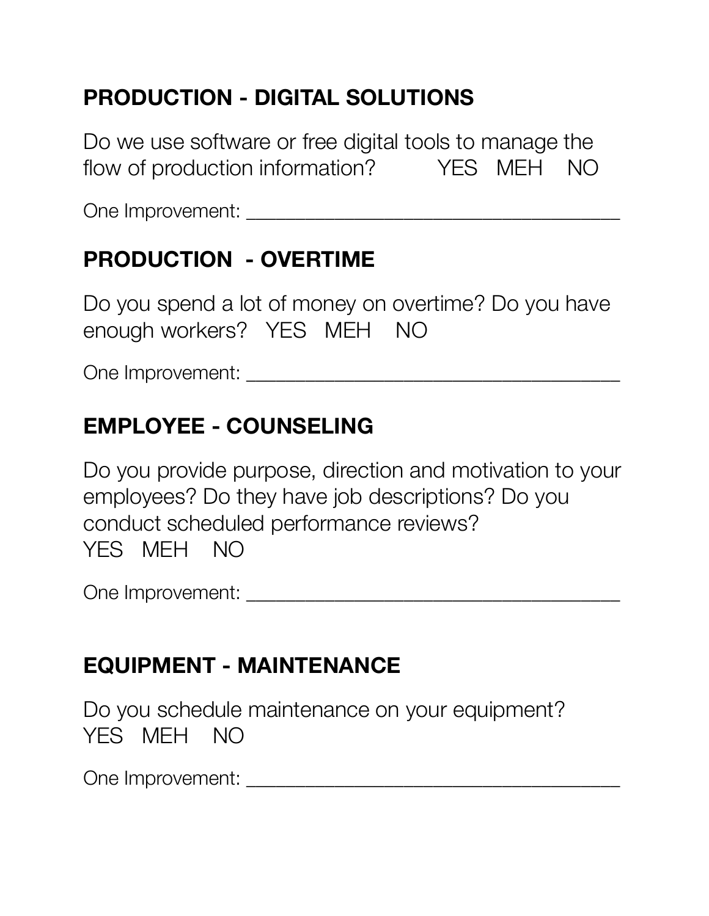## PRODUCTION - DIGITAL SOLUTIONS

Do we use software or free digital tools to manage the flow of production information? YES MEH NO

One Improvement: ___________________________________

## PRODUCTION - OVERTIME

Do you spend a lot of money on overtime? Do you have enough workers? YES MEH NO

One Improvement: ___________________________________

## EMPLOYEE - COUNSELING

Do you provide purpose, direction and motivation to your employees? Do they have job descriptions? Do you conduct scheduled performance reviews?
YES MEH NO

One Improvement: ___________________________________

## EQUIPMENT - MAINTENANCE

Do you schedule maintenance on your equipment?
YES MEH NO

One Improvement: ___________________________________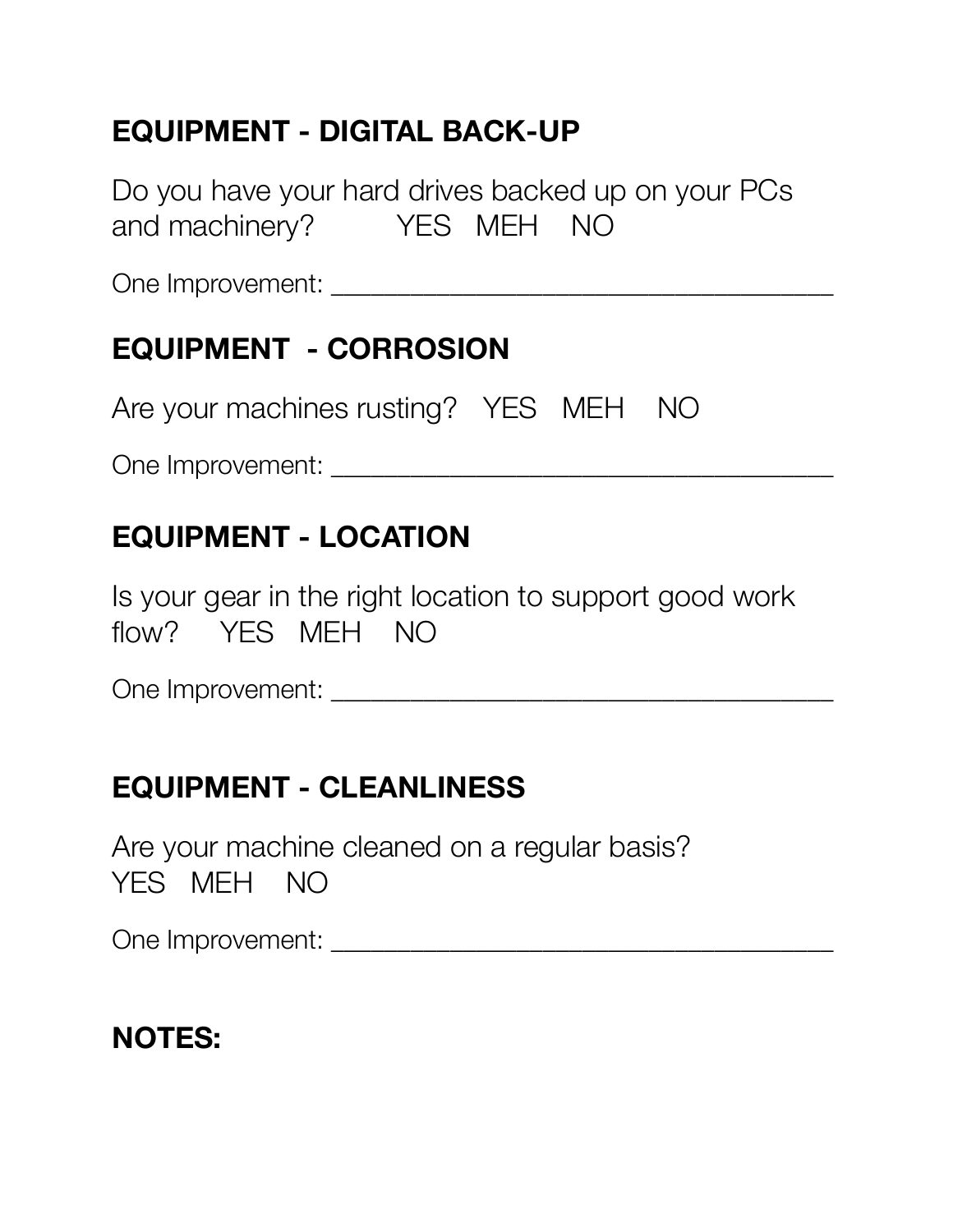## EQUIPMENT - DIGITAL BACK-UP

Do you have your hard drives backed up on your PCs and machinery? YES MEH NO

One Improvement: ___________________________________

## EQUIPMENT - CORROSION

Are your machines rusting? YES MEH NO

One Improvement: ___________________________________

## EQUIPMENT - LOCATION

Is your gear in the right location to support good work flow? YES MEH NO

One Improvement: ___________________________________

## EQUIPMENT - CLEANLINESS

Are your machine cleaned on a regular basis?
YES MEH NO

One Improvement: ___________________________________

## NOTES: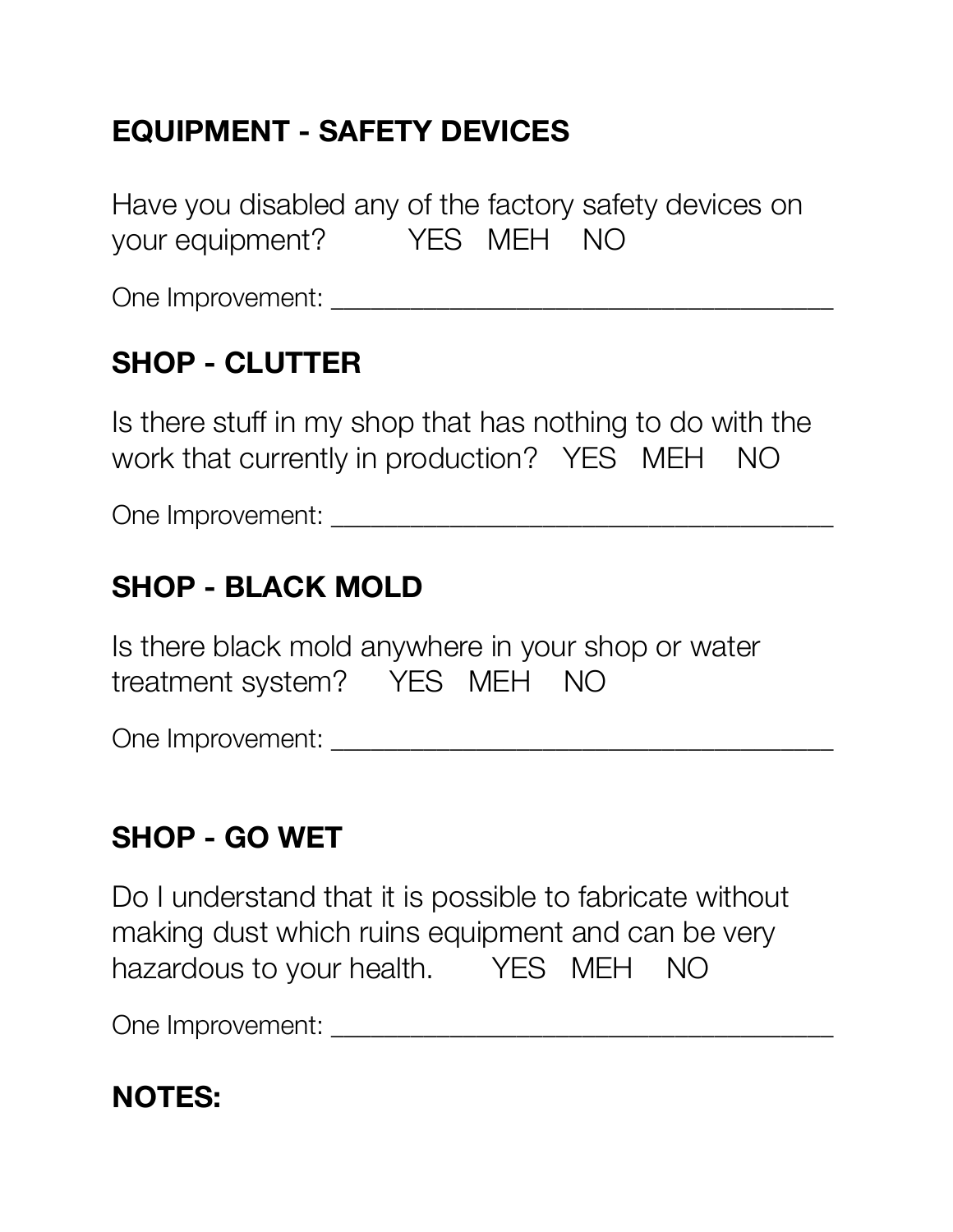## EQUIPMENT - SAFETY DEVICES

Have you disabled any of the factory safety devices on your equipment? YES MEH NO

One Improvement: ___________________________________

## SHOP - CLUTTER

Is there stuff in my shop that has nothing to do with the work that currently in production? YES MEH NO

One Improvement: ___________________________________

## SHOP - BLACK MOLD

Is there black mold anywhere in your shop or water treatment system? YES MEH NO

One Improvement: ___________________________________

## SHOP - GO WET

Do I understand that it is possible to fabricate without making dust which ruins equipment and can be very hazardous to your health. YES MEH NO

One Improvement: ___________________________________

## NOTES: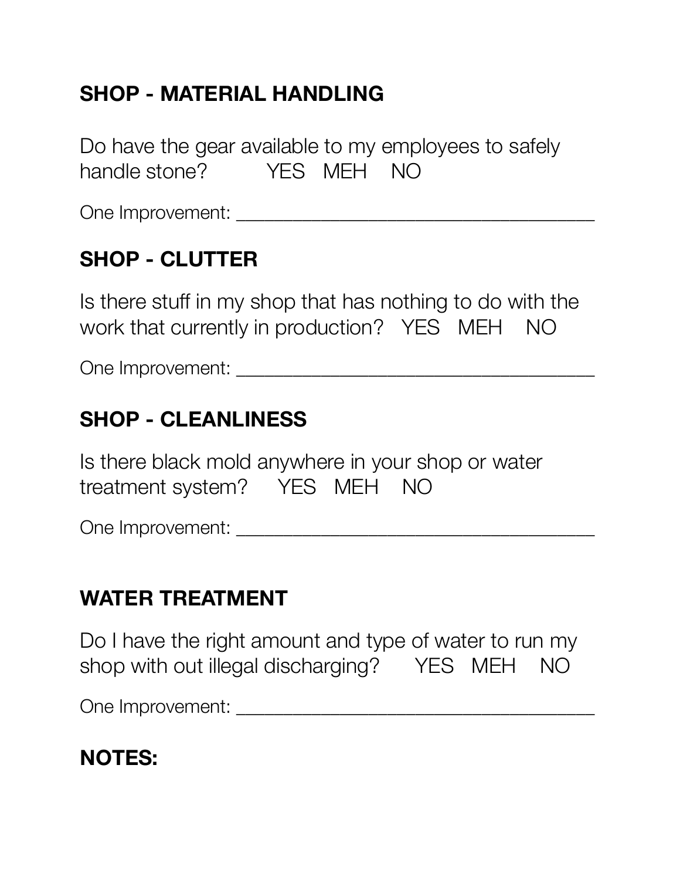## SHOP - MATERIAL HANDLING

Do have the gear available to my employees to safely handle stone? YES MEH NO

One Improvement: ___________________________________

## SHOP - CLUTTER

Is there stuff in my shop that has nothing to do with the work that currently in production? YES MEH NO

One Improvement: ___________________________________

## SHOP - CLEANLINESS

Is there black mold anywhere in your shop or water treatment system? YES MEH NO

One Improvement: ___________________________________

## WATER TREATMENT

Do I have the right amount and type of water to run my shop with out illegal discharging? YES MEH NO

One Improvement: ___________________________________

## NOTES: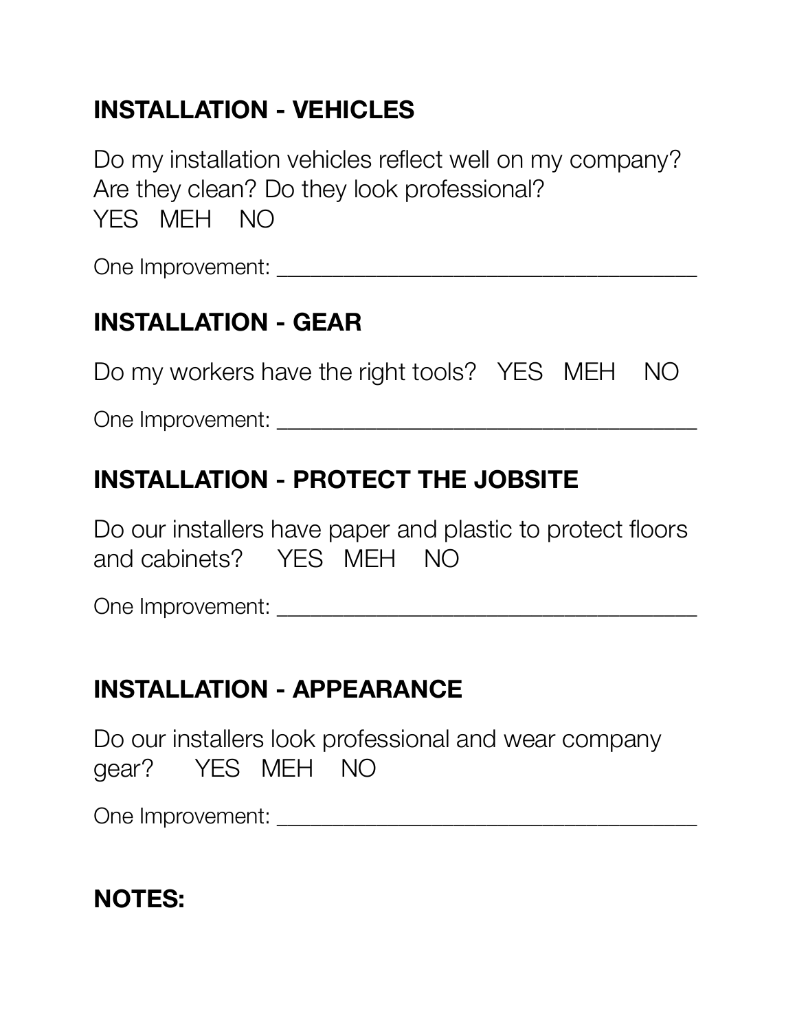## INSTALLATION - VEHICLES

Do my installation vehicles reflect well on my company? Are they clean? Do they look professional?
YES MEH NO

One Improvement: ____________________________________

## INSTALLATION - GEAR

Do my workers have the right tools? YES MEH NO

One Improvement: ____________________________________

## INSTALLATION - PROTECT THE JOBSITE

Do our installers have paper and plastic to protect floors and cabinets? YES MEH NO

One Improvement: ____________________________________

## INSTALLATION - APPEARANCE

Do our installers look professional and wear company gear? YES MEH NO

One Improvement: ____________________________________

## NOTES: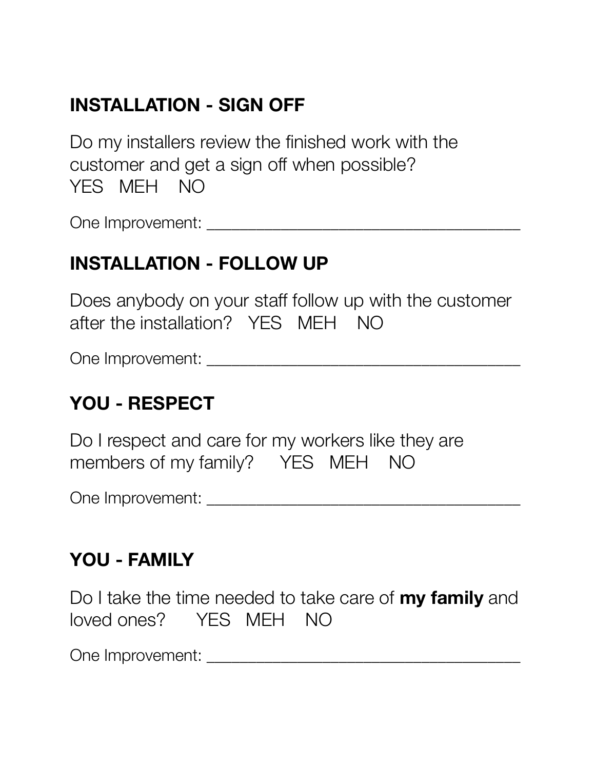## INSTALLATION - SIGN OFF

Do my installers review the finished work with the customer and get a sign off when possible?
YES   MEH   NO

One Improvement: ___________________________________

## INSTALLATION - FOLLOW UP

Does anybody on your staff follow up with the customer after the installation?   YES   MEH   NO

One Improvement: ___________________________________

## YOU - RESPECT

Do I respect and care for my workers like they are members of my family?   YES   MEH   NO

One Improvement: ___________________________________

## YOU - FAMILY

Do I take the time needed to take care of **my family** and loved ones?   YES   MEH   NO

One Improvement: ___________________________________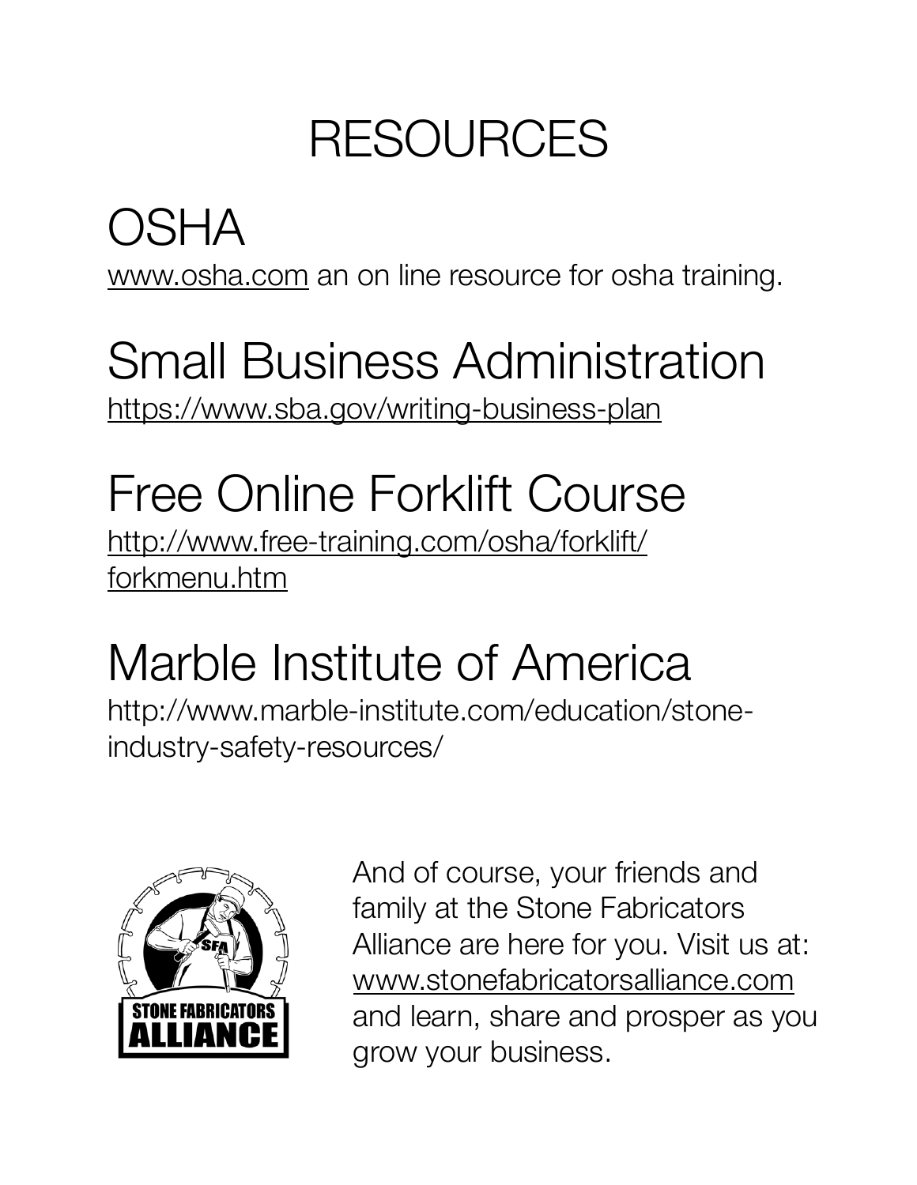# RESOURCES

## OSHA

www.osha.com an on line resource for osha training.

## Small Business Administration

https://www.sba.gov/writing-business-plan

## Free Online Forklift Course

http://www.free-training.com/osha/forklift/forkmenu.htm

## Marble Institute of America

http://www.marble-institute.com/education/stone-industry-safety-resources/

And of course, your friends and family at the Stone Fabricators Alliance are here for you. Visit us at: www.stonefabricatorsalliance.com and learn, share and prosper as you grow your business.